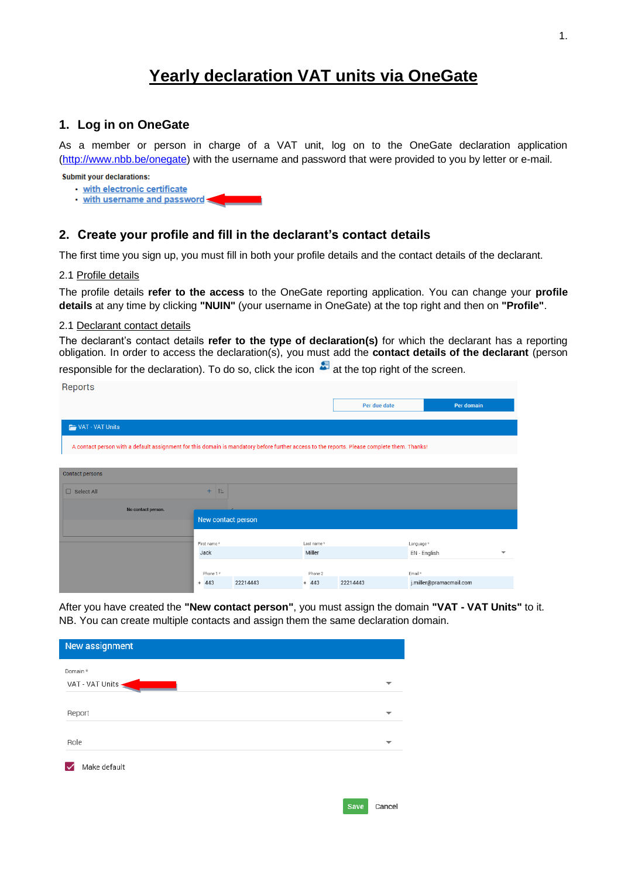# Yearly declaration VAT units via OneGate

## 1. Log in on OneGate

As a member or person in charge of a VAT unit, log on to the OneGate declaration application (http://www.nbb.be/onegate) with the username and password that were provided to you by letter or e-mail.

**Submit your declarations:**

- with electronic certificate
- with username and password

## 2. Create your profile and fill in the declarant's contact details

The first time you sign up, you must fill in both your profile details and the contact details of the declarant.

2.1 Profile details

The profile details **refer to the access** to the OneGate reporting application. You can change your **profile details** at any time by clicking **"NUIN"** (your username in OneGate) at the top right and then on **"Profile"**.

2.1 Declarant contact details

The declarant's contact details **refer to the type of declaration(s)** for which the declarant has a reporting obligation. In order to access the declaration(s), you must add the **contact details of the declarant** (person responsible for the declaration). To do so, click the icon at the top right of the screen.

Reports

Per due date | Per domain

VAT - VAT Units

A contact person with a default assignment for this domain is mandatory before further access to the reports. Please complete them. Thanks!

Contact persons

Select All

No contact person.

New contact person

| First name * | Last name * | Language * |
|---|---|---|
| Jack | Miller | EN - English |

| Phone 1 * | Phone 2 | Email * |
|---|---|---|
| + 443 22214443 | + 443 22214443 | j.miller@pramacmail.com |

After you have created the **"New contact person"**, you must assign the domain **"VAT - VAT Units"** to it. NB. You can create multiple contacts and assign them the same declaration domain.

New assignment

Domain *
VAT - VAT Units

Report

Role

Make default

Save Cancel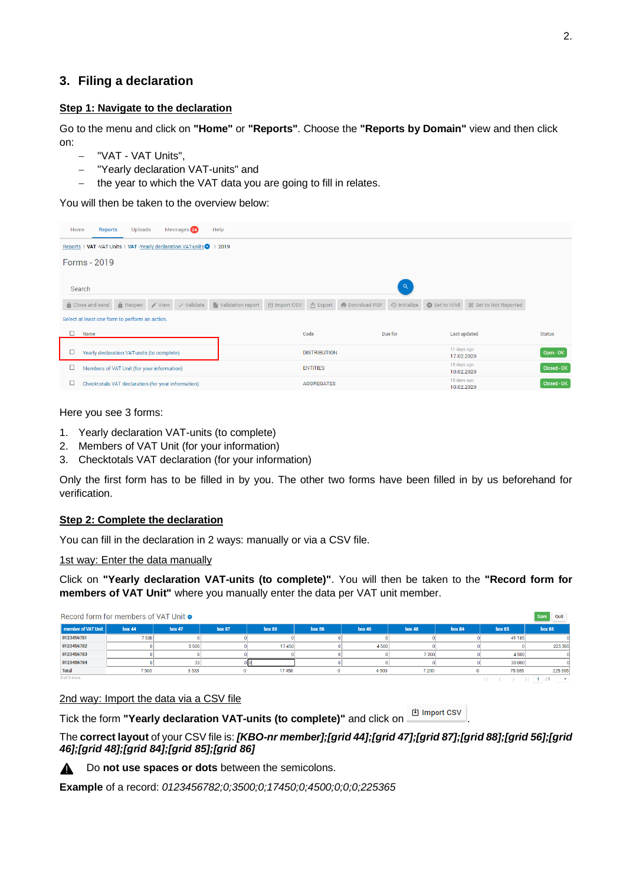## 3. Filing a declaration

**Step 1: Navigate to the declaration**

Go to the menu and click on **"Home"** or **"Reports"**. Choose the **"Reports by Domain"** view and then click on:

- "VAT - VAT Units",
- "Yearly declaration VAT-units" and
- the year to which the VAT data you are going to fill in relates.

You will then be taken to the overview below:

Home Reports Uploads Messages Help

Reports › VAT -VAT Units › VAT -Yearly declaration VAT-units › 2019

Forms - 2019

Search

Close and send | Reopen | View | Validate | Validation report | Import CSV | Export | Download PDF | Initialize | Set to Nihil | Set to Not Reported

Select at least one form to perform an action.

| Name | Code | Due for | Last updated | Status |
|---|---|---|---|---|
| Yearly declaration VAT-units (to complete) | DISTRIBUTION | | 11 days ago 17.02.2020 | Open - OK |
| Members of VAT Unit (for your information) | ENTITIES | | 18 days ago 10.02.2020 | Closed - OK |
| Checktotals VAT declaration (for your information) | AGGREGATES | | 18 days ago 10.02.2020 | Closed - OK |

Here you see 3 forms:

1. Yearly declaration VAT-units (to complete)
2. Members of VAT Unit (for your information)
3. Checktotals VAT declaration (for your information)

Only the first form has to be filled in by you. The other two forms have been filled in by us beforehand for verification.

**Step 2: Complete the declaration**

You can fill in the declaration in 2 ways: manually or via a CSV file.

1st way: Enter the data manually

Click on **"Yearly declaration VAT-units (to complete)"**. You will then be taken to the **"Record form for members of VAT Unit"** where you manually enter the data per VAT unit member.

Record form for members of VAT Unit

| member of VAT Unit | box 44 | box 47 | box 87 | box 88 | box 56 | box 46 | box 48 | box 84 | box 85 | box 86 |
|---|---|---|---|---|---|---|---|---|---|---|
| 0123456781 | 7 500 | 0 | 0 | 0 | 0 | 0 | 0 | 0 | 41 185 | 0 |
| 0123456782 | 0 | 3 500 | 0 | 17 450 | 0 | 4 500 | 0 | 0 | 0 | 225 365 |
| 0123456783 | 0 | 0 | 0 | 0 | 0 | 0 | 7 200 | 0 | 4 500 | 0 |
| 0123456784 | 0 | 33 | 0 | 0 | 0 | 0 | 0 | 0 | 30 000 | 0 |
| Total | 7 500 | 3 533 | 0 | 17 450 | 0 | 4 500 | 7 200 | 0 | 75 685 | 225 365 |

2nd way: Import the data via a CSV file

Tick the form **"Yearly declaration VAT-units (to complete)"** and click on Import CSV.

The **correct layout** of your CSV file is: ***[KBO-nr member];[grid 44];[grid 47];[grid 87];[grid 88];[grid 56];[grid 46];[grid 48];[grid 84];[grid 85];[grid 86]***

Do **not use spaces or dots** between the semicolons.

**Example** of a record: *0123456782;0;3500;0;17450;0;4500;0;0;0;225365*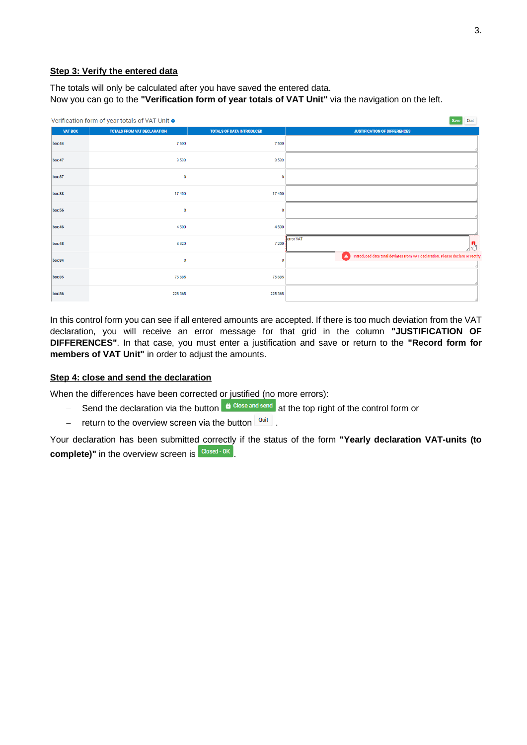## Step 3: Verify the entered data

The totals will only be calculated after you have saved the entered data.
Now you can go to the **"Verification form of year totals of VAT Unit"** via the navigation on the left.

Verification form of year totals of VAT Unit

Save Quit

| VAT BOX | TOTALS FROM VAT DECLARATION | TOTALS OF DATA INTRODUCED | JUSTIFICATION OF DIFFERENCES |
|---|---|---|---|
| box 44 | 7 500 | 7 500 | |
| box 47 | 3 533 | 3 533 | |
| box 87 | 0 | 0 | |
| box 88 | 17 450 | 17 450 | |
| box 56 | 0 | 0 | |
| box 46 | 4 500 | 4 500 | |
| box 48 | 8 320 | 7 200 | error VAT |
| box 84 | 0 | 0 | Introduced data total deviates from VAT declaration. Please declare or rectify. |
| box 85 | 75 085 | 75 085 | |
| box 86 | 225 365 | 225 365 | |

In this control form you can see if all entered amounts are accepted. If there is too much deviation from the VAT declaration, you will receive an error message for that grid in the column **"JUSTIFICATION OF DIFFERENCES"**. In that case, you must enter a justification and save or return to the **"Record form for members of VAT Unit"** in order to adjust the amounts.

## Step 4: close and send the declaration

When the differences have been corrected or justified (no more errors):

- Send the declaration via the button **Close and send** at the top right of the control form or
- return to the overview screen via the button **Quit**.

Your declaration has been submitted correctly if the status of the form **"Yearly declaration VAT-units (to complete)"** in the overview screen is **Closed - OK**.